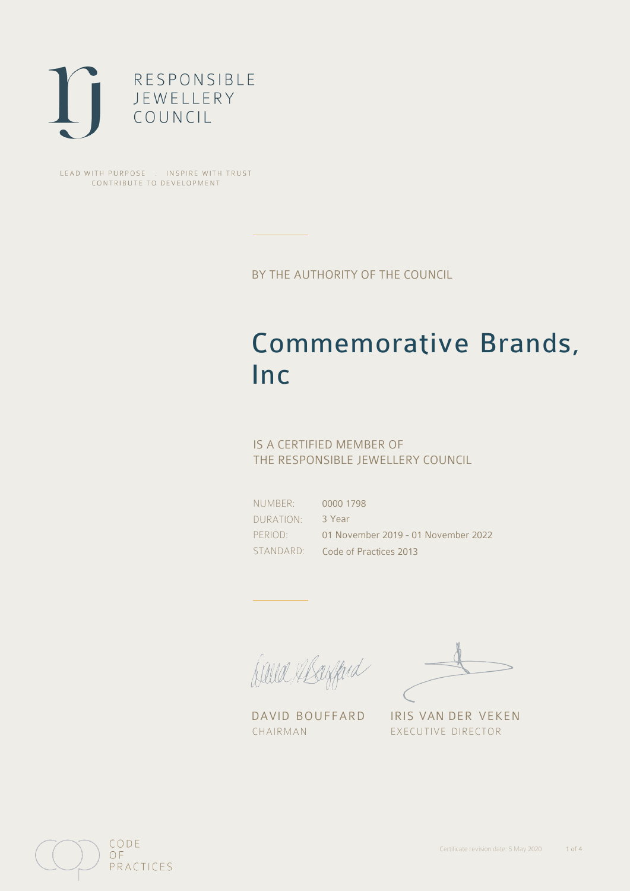RESPONSIBLE
JEWELLERY
COUNCIL

LEAD WITH PURPOSE . INSPIRE WITH TRUST
CONTRIBUTE TO DEVELOPMENT

BY THE AUTHORITY OF THE COUNCIL

# Commemorative Brands, Inc

IS A CERTIFIED MEMBER OF
THE RESPONSIBLE JEWELLERY COUNCIL

| | |
|---|---|
| NUMBER: | 0000 1798 |
| DURATION: | 3 Year |
| PERIOD: | 01 November 2019 - 01 November 2022 |
| STANDARD: | Code of Practices 2013 |

DAVID BOUFFARD
CHAIRMAN

IRIS VAN DER VEKEN
EXECUTIVE DIRECTOR

CODE
OF
PRACTICES

Certificate revision date: 5 May 2020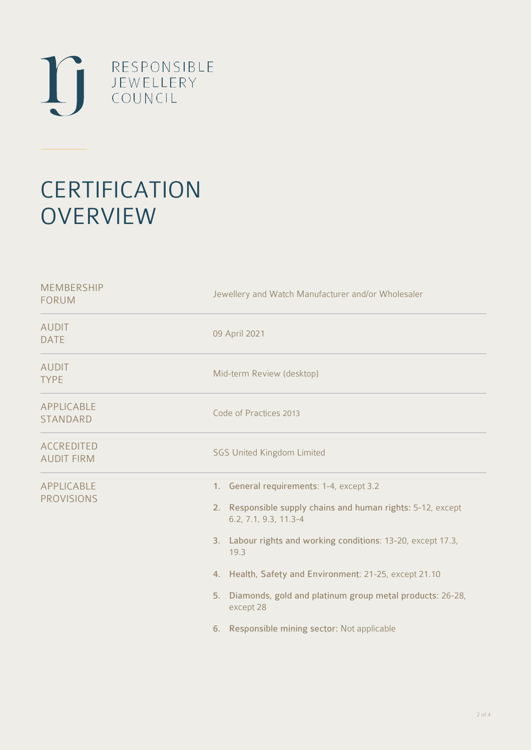RESPONSIBLE JEWELLERY COUNCIL

# CERTIFICATION OVERVIEW

| | |
|---|---|
| MEMBERSHIP FORUM | Jewellery and Watch Manufacturer and/or Wholesaler |
| AUDIT DATE | 09 April 2021 |
| AUDIT TYPE | Mid-term Review (desktop) |
| APPLICABLE STANDARD | Code of Practices 2013 |
| ACCREDITED AUDIT FIRM | SGS United Kingdom Limited |
| APPLICABLE PROVISIONS | 1. **General requirements**: 1-4, except 3.2<br>2. **Responsible supply chains and human rights**: 5-12, except 6.2, 7.1, 9.3, 11.3-4<br>3. **Labour rights and working conditions**: 13-20, except 17.3, 19.3<br>4. **Health, Safety and Environment**: 21-25, except 21.10<br>5. **Diamonds, gold and platinum group metal products**: 26-28, except 28<br>6. **Responsible mining sector**: Not applicable |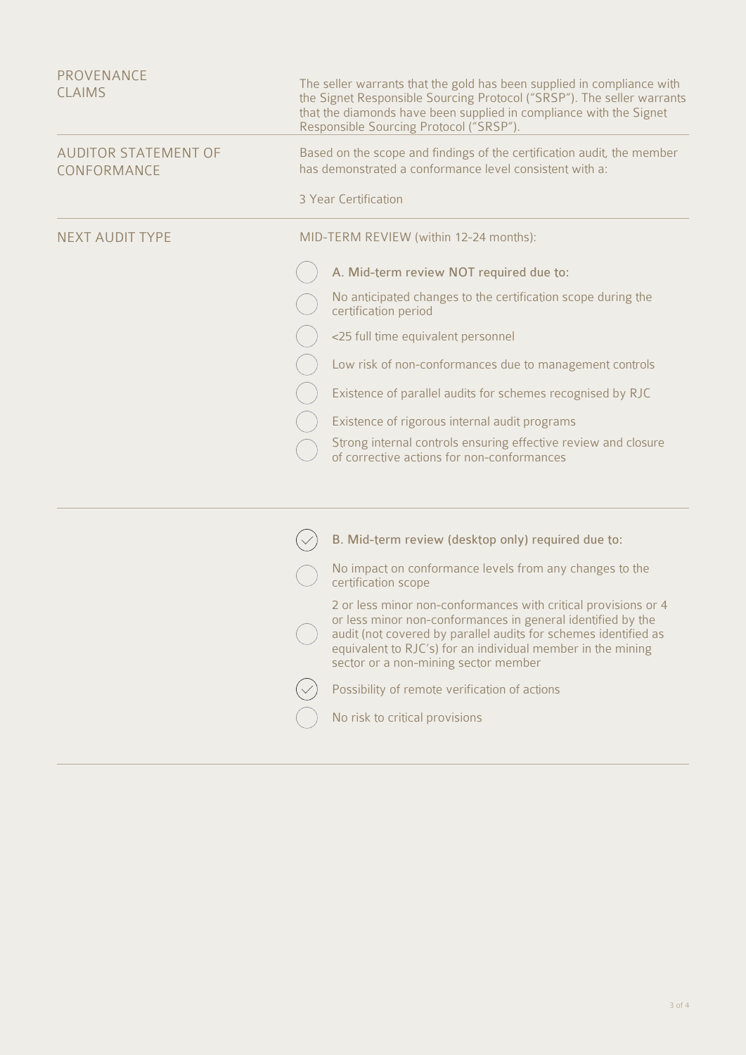| | |
|---|---|
| **PROVENANCE CLAIMS** | The seller warrants that the gold has been supplied in compliance with the Signet Responsible Sourcing Protocol ("SRSP"). The seller warrants that the diamonds have been supplied in compliance with the Signet Responsible Sourcing Protocol ("SRSP"). |
| **AUDITOR STATEMENT OF CONFORMANCE** | Based on the scope and findings of the certification audit, the member has demonstrated a conformance level consistent with a:<br><br>3 Year Certification |
| **NEXT AUDIT TYPE** | MID-TERM REVIEW (within 12-24 months): |

- [ ] **A. Mid-term review NOT required due to:**
  - [ ] No anticipated changes to the certification scope during the certification period
  - [ ] <25 full time equivalent personnel
  - [ ] Low risk of non-conformances due to management controls
  - [ ] Existence of parallel audits for schemes recognised by RJC
  - [ ] Existence of rigorous internal audit programs
  - [ ] Strong internal controls ensuring effective review and closure of corrective actions for non-conformances

- [x] **B. Mid-term review (desktop only) required due to:**
  - [ ] No impact on conformance levels from any changes to the certification scope
  - [ ] 2 or less minor non-conformances with critical provisions or 4 or less minor non-conformances in general identified by the audit (not covered by parallel audits for schemes identified as equivalent to RJC's) for an individual member in the mining sector or a non-mining sector member
  - [x] Possibility of remote verification of actions
  - [ ] No risk to critical provisions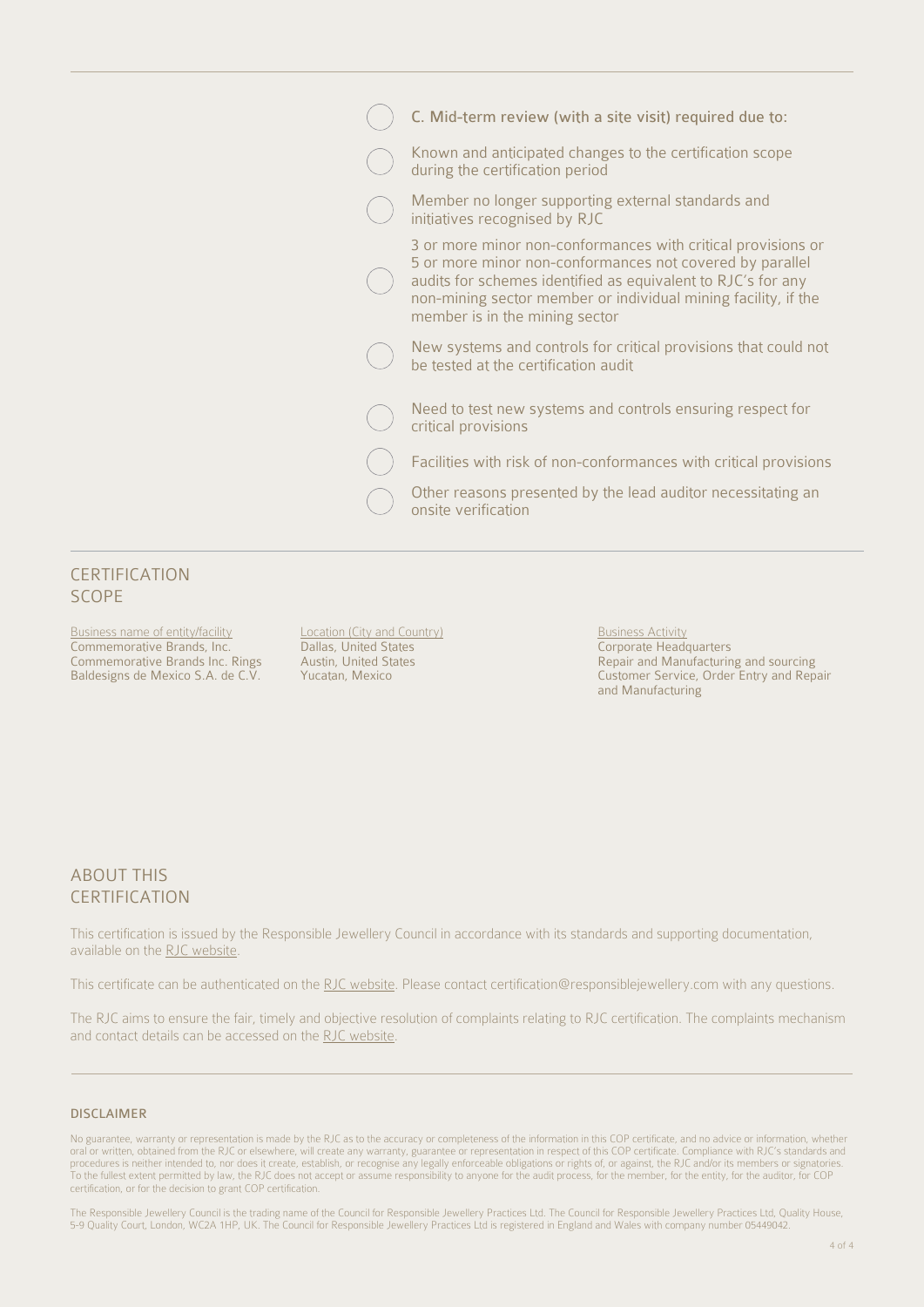C. Mid-term review (with a site visit) required due to:

- Known and anticipated changes to the certification scope during the certification period
- Member no longer supporting external standards and initiatives recognised by RJC
- 3 or more minor non-conformances with critical provisions or 5 or more minor non-conformances not covered by parallel audits for schemes identified as equivalent to RJC's for any non-mining sector member or individual mining facility, if the member is in the mining sector
- New systems and controls for critical provisions that could not be tested at the certification audit
- Need to test new systems and controls ensuring respect for critical provisions
- Facilities with risk of non-conformances with critical provisions
- Other reasons presented by the lead auditor necessitating an onsite verification

## CERTIFICATION SCOPE

| Business name of entity/facility | Location (City and Country) | Business Activity |
| --- | --- | --- |
| Commemorative Brands, Inc. | Dallas, United States | Corporate Headquarters |
| Commemorative Brands Inc. Rings | Austin, United States | Repair and Manufacturing and sourcing |
| Baldesigns de Mexico S.A. de C.V. | Yucatan, Mexico | Customer Service, Order Entry and Repair and Manufacturing |

## ABOUT THIS CERTIFICATION

This certification is issued by the Responsible Jewellery Council in accordance with its standards and supporting documentation, available on the RJC website.

This certificate can be authenticated on the RJC website. Please contact certification@responsiblejewellery.com with any questions.

The RJC aims to ensure the fair, timely and objective resolution of complaints relating to RJC certification. The complaints mechanism and contact details can be accessed on the RJC website.

### DISCLAIMER

No guarantee, warranty or representation is made by the RJC as to the accuracy or completeness of the information in this COP certificate, and no advice or information, whether oral or written, obtained from the RJC or elsewhere, will create any warranty, guarantee or representation in respect of this COP certificate. Compliance with RJC's standards and procedures is neither intended to, nor does it create, establish, or recognise any legally enforceable obligations or rights of, or against, the RJC and/or its members or signatories. To the fullest extent permitted by law, the RJC does not accept or assume responsibility to anyone for the audit process, for the member, for the entity, for the auditor, for COP certification, or for the decision to grant COP certification.

The Responsible Jewellery Council is the trading name of the Council for Responsible Jewellery Practices Ltd. The Council for Responsible Jewellery Practices Ltd, Quality House, 5-9 Quality Court, London, WC2A 1HP, UK. The Council for Responsible Jewellery Practices Ltd is registered in England and Wales with company number 05449042.